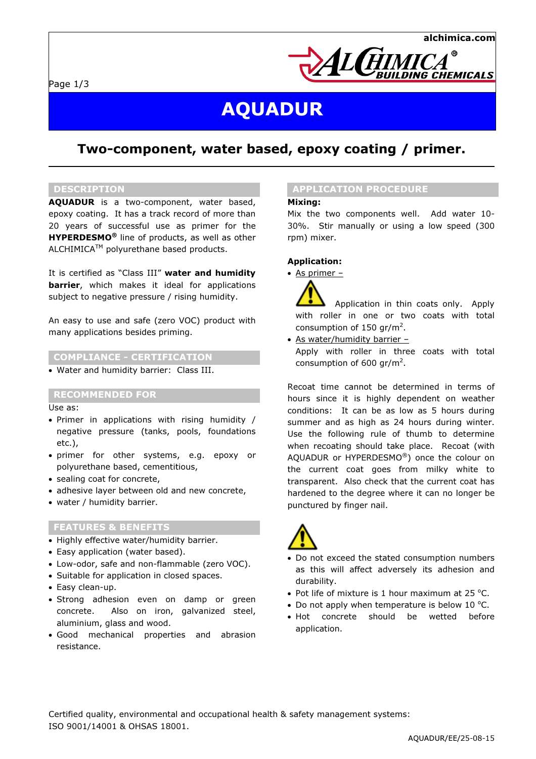# AQUADUR

## Two-component, water based, epoxy coating / primer.

### DESCRIPTION

**AQUADUR** is a two-component, water based, epoxy coating. It has a track record of more than 20 years of successful use as primer for the **HYPERDESMO®** line of products, as well as other ALCHIMICA™ polyurethane based products.

It is certified as "Class III" **water and humidity barrier**, which makes it ideal for applications subject to negative pressure / rising humidity.

An easy to use and safe (zero VOC) product with many applications besides priming.

### COMPLIANCE - CERTIFICATION

- Water and humidity barrier: Class III.

### RECOMMENDED FOR

Use as:

- Primer in applications with rising humidity / negative pressure (tanks, pools, foundations etc.),
- primer for other systems, e.g. epoxy or polyurethane based, cementitious,
- sealing coat for concrete,
- adhesive layer between old and new concrete,
- water / humidity barrier.

### FEATURES & BENEFITS

- Highly effective water/humidity barrier.
- Easy application (water based).
- Low-odor, safe and non-flammable (zero VOC).
- Suitable for application in closed spaces.
- Easy clean-up.
- Strong adhesion even on damp or green concrete. Also on iron, galvanized steel, aluminium, glass and wood.
- Good mechanical properties and abrasion resistance.

### APPLICATION PROCEDURE

**Mixing:**

Mix the two components well. Add water 10-30%. Stir manually or using a low speed (300 rpm) mixer.

**Application:**

- As primer –
  ⚠ Application in thin coats only. Apply with roller in one or two coats with total consumption of 150 gr/m².
- As water/humidity barrier –
  Apply with roller in three coats with total consumption of 600 gr/m².

Recoat time cannot be determined in terms of hours since it is highly dependent on weather conditions: It can be as low as 5 hours during summer and as high as 24 hours during winter. Use the following rule of thumb to determine when recoating should take place. Recoat (with AQUADUR or HYPERDESMO®) once the colour on the current coat goes from milky white to transparent. Also check that the current coat has hardened to the degree where it can no longer be punctured by finger nail.

⚠

- Do not exceed the stated consumption numbers as this will affect adversely its adhesion and durability.
- Pot life of mixture is 1 hour maximum at 25 °C.
- Do not apply when temperature is below 10 °C.
- Hot concrete should be wetted before application.

Certified quality, environmental and occupational health & safety management systems:
ISO 9001/14001 & OHSAS 18001.

AQUADUR/EE/25-08-15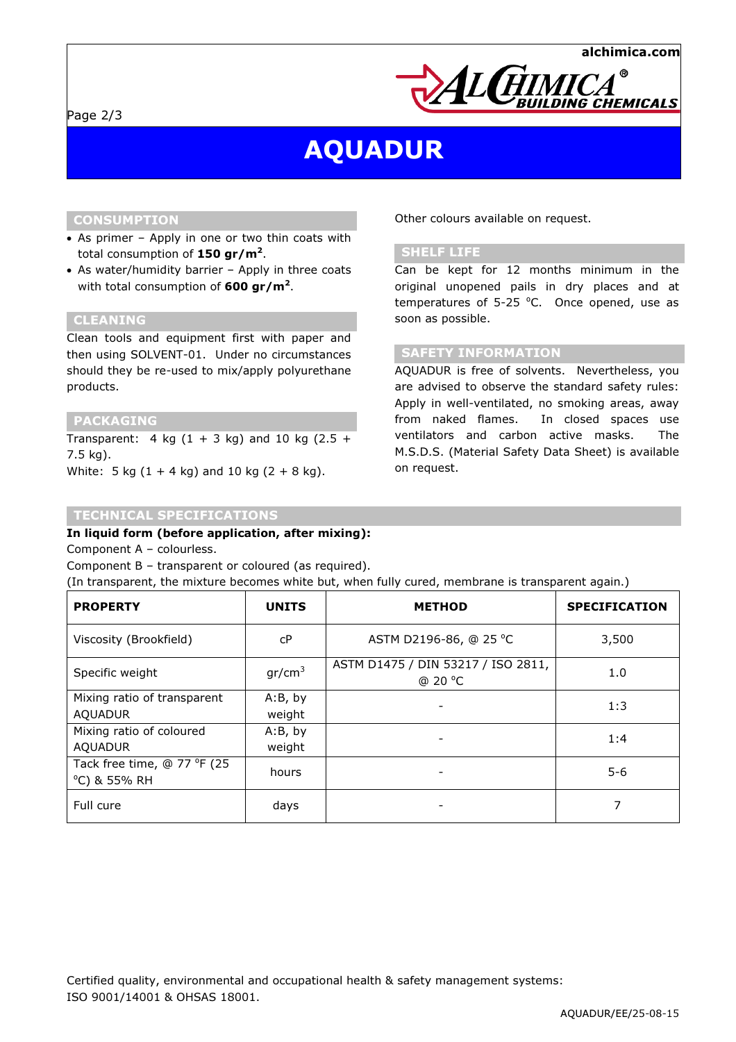# AQUADUR

## CONSUMPTION

- As primer – Apply in one or two thin coats with total consumption of **150 gr/m²**.
- As water/humidity barrier – Apply in three coats with total consumption of **600 gr/m²**.

## CLEANING

Clean tools and equipment first with paper and then using SOLVENT-01. Under no circumstances should they be re-used to mix/apply polyurethane products.

## PACKAGING

Transparent: 4 kg (1 + 3 kg) and 10 kg (2.5 + 7.5 kg).

White: 5 kg (1 + 4 kg) and 10 kg (2 + 8 kg).

Other colours available on request.

## SHELF LIFE

Can be kept for 12 months minimum in the original unopened pails in dry places and at temperatures of 5-25 °C. Once opened, use as soon as possible.

## SAFETY INFORMATION

AQUADUR is free of solvents. Nevertheless, you are advised to observe the standard safety rules: Apply in well-ventilated, no smoking areas, away from naked flames. In closed spaces use ventilators and carbon active masks. The M.S.D.S. (Material Safety Data Sheet) is available on request.

## TECHNICAL SPECIFICATIONS

**In liquid form (before application, after mixing):**

Component A – colourless.

Component B – transparent or coloured (as required).

(In transparent, the mixture becomes white but, when fully cured, membrane is transparent again.)

| PROPERTY | UNITS | METHOD | SPECIFICATION |
|---|---|---|---|
| Viscosity (Brookfield) | cP | ASTM D2196-86, @ 25 °C | 3,500 |
| Specific weight | gr/cm³ | ASTM D1475 / DIN 53217 / ISO 2811, @ 20 °C | 1.0 |
| Mixing ratio of transparent AQUADUR | A:B, by weight | - | 1:3 |
| Mixing ratio of coloured AQUADUR | A:B, by weight | - | 1:4 |
| Tack free time, @ 77 °F (25 °C) & 55% RH | hours | - | 5-6 |
| Full cure | days | - | 7 |

Certified quality, environmental and occupational health & safety management systems: ISO 9001/14001 & OHSAS 18001.

AQUADUR/EE/25-08-15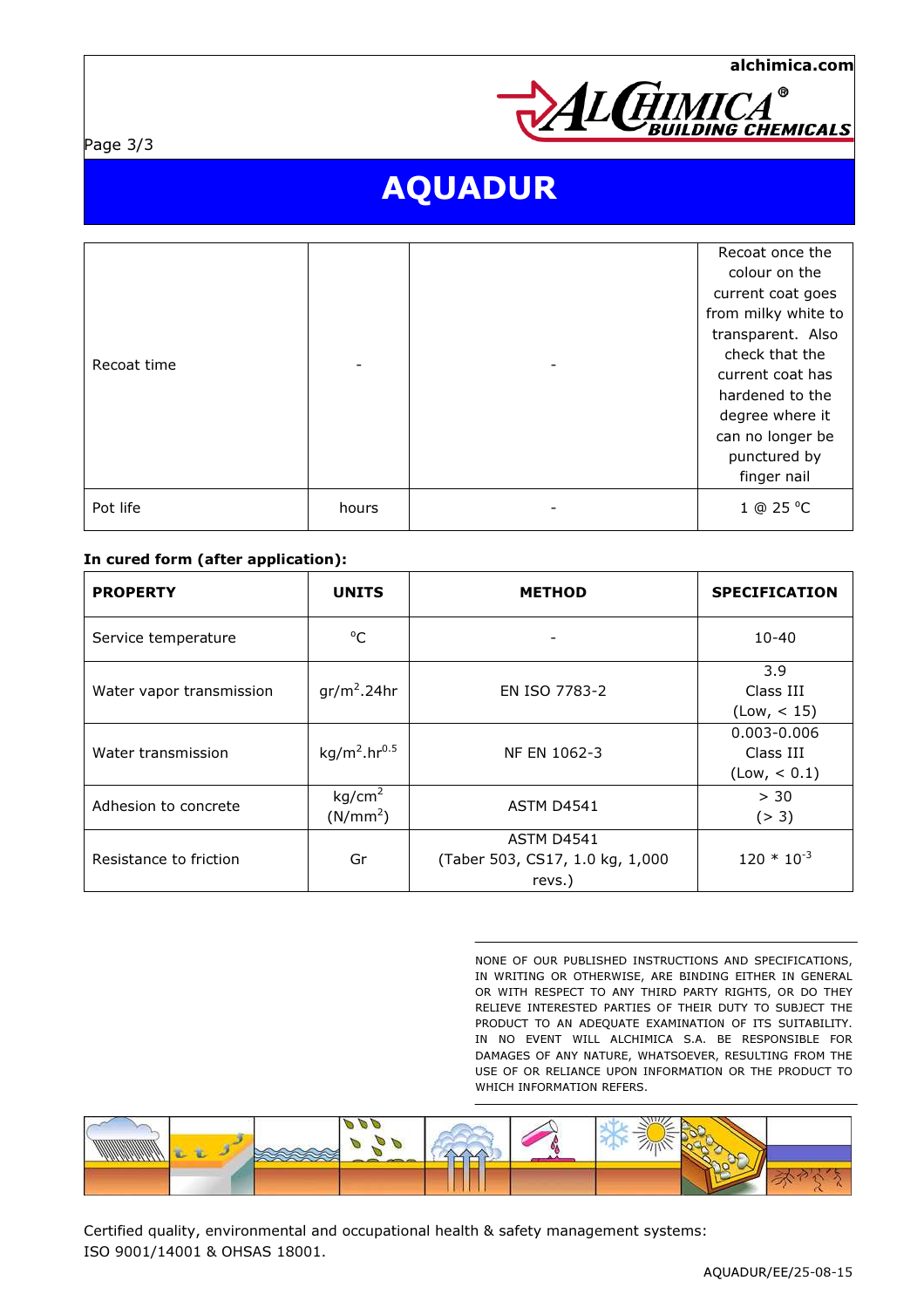| | | | |
|---|---|---|---|
| Recoat time | - | - | Recoat once the colour on the current coat goes from milky white to transparent. Also check that the current coat has hardened to the degree where it can no longer be punctured by finger nail |
| Pot life | hours | - | 1 @ 25 °C |

**In cured form (after application):**

| PROPERTY | UNITS | METHOD | SPECIFICATION |
|---|---|---|---|
| Service temperature | °C | - | 10-40 |
| Water vapor transmission | $gr/m^2.24hr$ | EN ISO 7783-2 | 3.9 Class III (Low, < 15) |
| Water transmission | $kg/m^2.hr^{0.5}$ | NF EN 1062-3 | 0.003-0.006 Class III (Low, < 0.1) |
| Adhesion to concrete | $kg/cm^2$ ($N/mm^2$) | ASTM D4541 | > 30 (> 3) |
| Resistance to friction | Gr | ASTM D4541 (Taber 503, CS17, 1.0 kg, 1,000 revs.) | $120 * 10^{-3}$ |

NONE OF OUR PUBLISHED INSTRUCTIONS AND SPECIFICATIONS, IN WRITING OR OTHERWISE, ARE BINDING EITHER IN GENERAL OR WITH RESPECT TO ANY THIRD PARTY RIGHTS, OR DO THEY RELIEVE INTERESTED PARTIES OF THEIR DUTY TO SUBJECT THE PRODUCT TO AN ADEQUATE EXAMINATION OF ITS SUITABILITY. IN NO EVENT WILL ALCHIMICA S.A. BE RESPONSIBLE FOR DAMAGES OF ANY NATURE, WHATSOEVER, RESULTING FROM THE USE OF OR RELIANCE UPON INFORMATION OR THE PRODUCT TO WHICH INFORMATION REFERS.

Certified quality, environmental and occupational health & safety management systems: ISO 9001/14001 & OHSAS 18001.

AQUADUR/EE/25-08-15